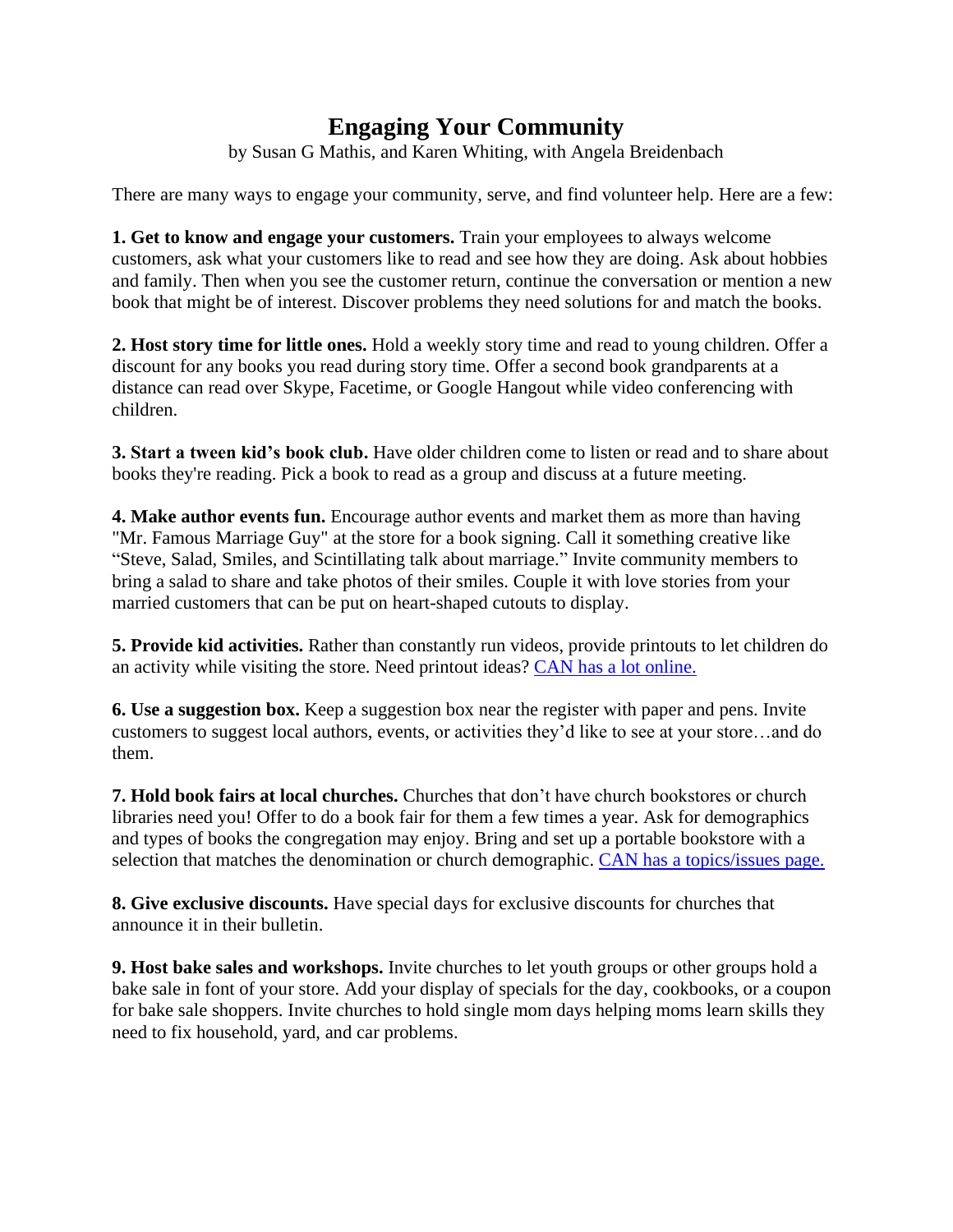# Engaging Your Community

by Susan G Mathis, and Karen Whiting, with Angela Breidenbach

There are many ways to engage your community, serve, and find volunteer help. Here are a few:

**1. Get to know and engage your customers.** Train your employees to always welcome customers, ask what your customers like to read and see how they are doing. Ask about hobbies and family. Then when you see the customer return, continue the conversation or mention a new book that might be of interest. Discover problems they need solutions for and match the books.

**2. Host story time for little ones.** Hold a weekly story time and read to young children. Offer a discount for any books you read during story time. Offer a second book grandparents at a distance can read over Skype, Facetime, or Google Hangout while video conferencing with children.

**3. Start a tween kid's book club.** Have older children come to listen or read and to share about books they're reading. Pick a book to read as a group and discuss at a future meeting.

**4. Make author events fun.** Encourage author events and market them as more than having "Mr. Famous Marriage Guy" at the store for a book signing. Call it something creative like "Steve, Salad, Smiles, and Scintillating talk about marriage." Invite community members to bring a salad to share and take photos of their smiles. Couple it with love stories from your married customers that can be put on heart-shaped cutouts to display.

**5. Provide kid activities.** Rather than constantly run videos, provide printouts to let children do an activity while visiting the store. Need printout ideas? [CAN has a lot online.]

**6. Use a suggestion box.** Keep a suggestion box near the register with paper and pens. Invite customers to suggest local authors, events, or activities they'd like to see at your store…and do them.

**7. Hold book fairs at local churches.** Churches that don't have church bookstores or church libraries need you! Offer to do a book fair for them a few times a year. Ask for demographics and types of books the congregation may enjoy. Bring and set up a portable bookstore with a selection that matches the denomination or church demographic. [CAN has a topics/issues page.]

**8. Give exclusive discounts.** Have special days for exclusive discounts for churches that announce it in their bulletin.

**9. Host bake sales and workshops.** Invite churches to let youth groups or other groups hold a bake sale in font of your store. Add your display of specials for the day, cookbooks, or a coupon for bake sale shoppers. Invite churches to hold single mom days helping moms learn skills they need to fix household, yard, and car problems.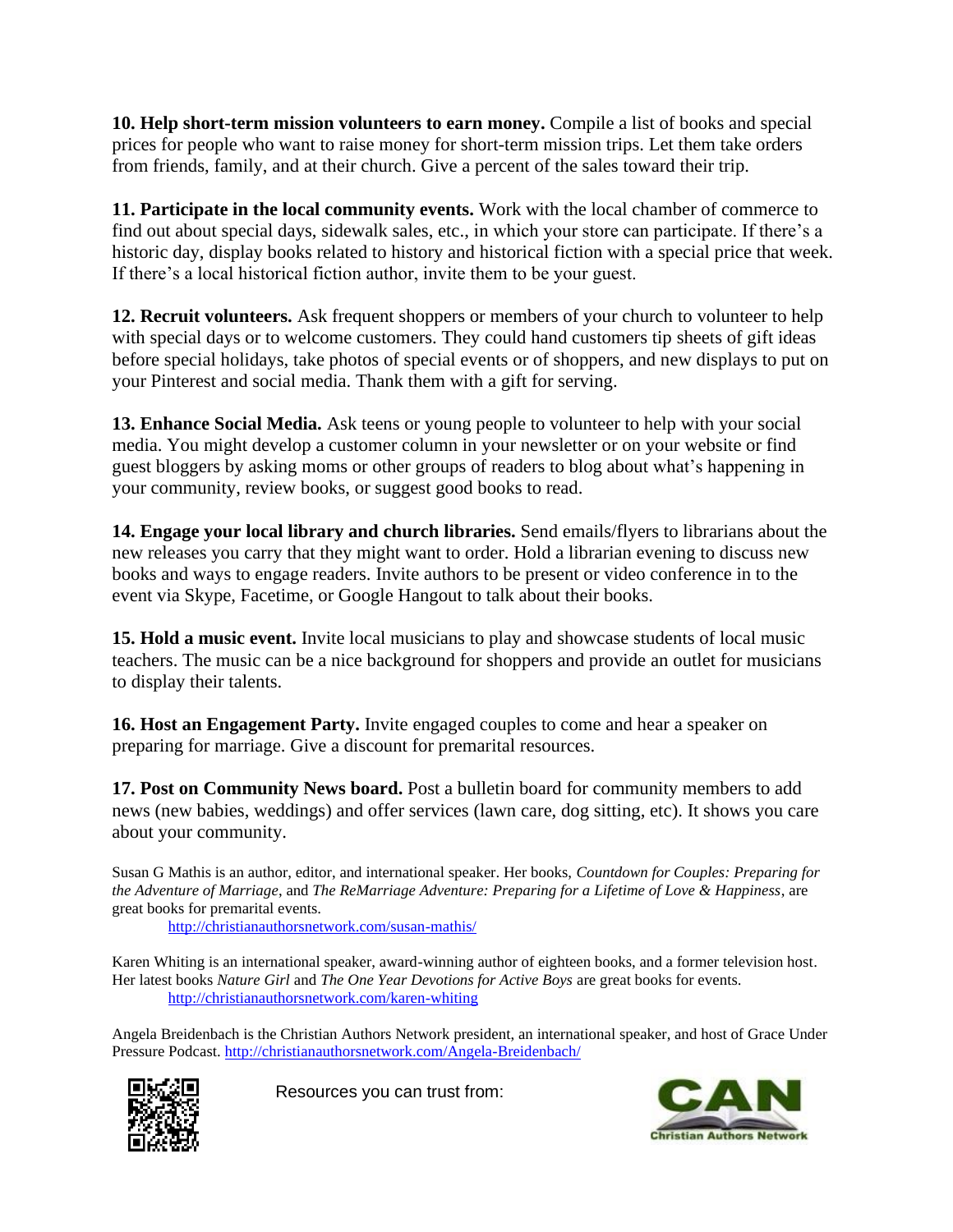**10. Help short-term mission volunteers to earn money.** Compile a list of books and special prices for people who want to raise money for short-term mission trips. Let them take orders from friends, family, and at their church. Give a percent of the sales toward their trip.

**11. Participate in the local community events.** Work with the local chamber of commerce to find out about special days, sidewalk sales, etc., in which your store can participate. If there's a historic day, display books related to history and historical fiction with a special price that week. If there's a local historical fiction author, invite them to be your guest.

**12. Recruit volunteers.** Ask frequent shoppers or members of your church to volunteer to help with special days or to welcome customers. They could hand customers tip sheets of gift ideas before special holidays, take photos of special events or of shoppers, and new displays to put on your Pinterest and social media. Thank them with a gift for serving.

**13. Enhance Social Media.** Ask teens or young people to volunteer to help with your social media. You might develop a customer column in your newsletter or on your website or find guest bloggers by asking moms or other groups of readers to blog about what's happening in your community, review books, or suggest good books to read.

**14. Engage your local library and church libraries.** Send emails/flyers to librarians about the new releases you carry that they might want to order. Hold a librarian evening to discuss new books and ways to engage readers. Invite authors to be present or video conference in to the event via Skype, Facetime, or Google Hangout to talk about their books.

**15. Hold a music event.** Invite local musicians to play and showcase students of local music teachers. The music can be a nice background for shoppers and provide an outlet for musicians to display their talents.

**16. Host an Engagement Party.** Invite engaged couples to come and hear a speaker on preparing for marriage. Give a discount for premarital resources.

**17. Post on Community News board.** Post a bulletin board for community members to add news (new babies, weddings) and offer services (lawn care, dog sitting, etc). It shows you care about your community.

Susan G Mathis is an author, editor, and international speaker. Her books, *Countdown for Couples: Preparing for the Adventure of Marriage*, and *The ReMarriage Adventure: Preparing for a Lifetime of Love & Happiness*, are great books for premarital events.
http://christianauthorsnetwork.com/susan-mathis/

Karen Whiting is an international speaker, award-winning author of eighteen books, and a former television host. Her latest books *Nature Girl* and *The One Year Devotions for Active Boys* are great books for events.
http://christianauthorsnetwork.com/karen-whiting

Angela Breidenbach is the Christian Authors Network president, an international speaker, and host of Grace Under Pressure Podcast. http://christianauthorsnetwork.com/Angela-Breidenbach/

Resources you can trust from:

CAN
Christian Authors Network